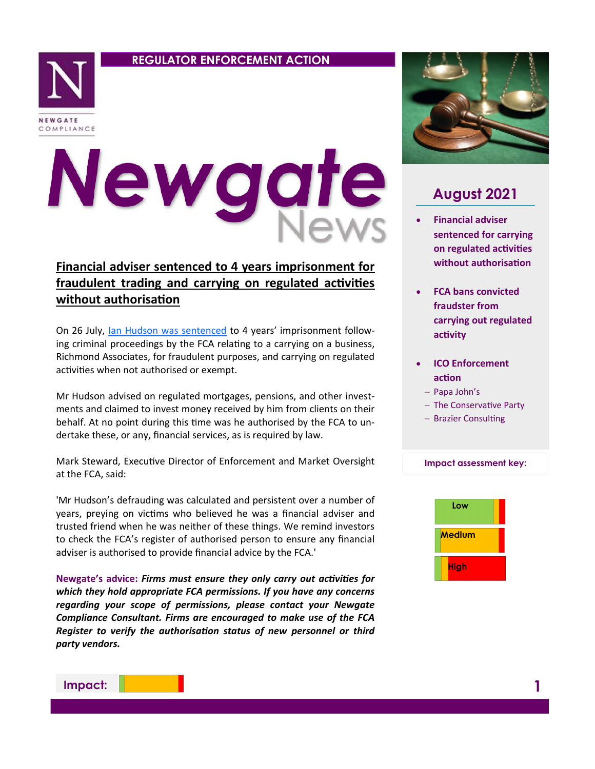REGULATOR ENFORCEMENT ACTION

NEWGATE COMPLIANCE

# Newgate News

## August 2021

- **Financial adviser sentenced for carrying on regulated activities without authorisation**
- **FCA bans convicted fraudster from carrying out regulated activity**
- **ICO Enforcement action**
  - Papa John's
  - The Conservative Party
  - Brazier Consulting

**Impact assessment key:**

- Low
- Medium
- High

## Financial adviser sentenced to 4 years imprisonment for fraudulent trading and carrying on regulated activities without authorisation

On 26 July, [Ian Hudson was sentenced] to 4 years' imprisonment following criminal proceedings by the FCA relating to a carrying on a business, Richmond Associates, for fraudulent purposes, and carrying on regulated activities when not authorised or exempt.

Mr Hudson advised on regulated mortgages, pensions, and other investments and claimed to invest money received by him from clients on their behalf. At no point during this time was he authorised by the FCA to undertake these, or any, financial services, as is required by law.

Mark Steward, Executive Director of Enforcement and Market Oversight at the FCA, said:

'Mr Hudson's defrauding was calculated and persistent over a number of years, preying on victims who believed he was a financial adviser and trusted friend when he was neither of these things. We remind investors to check the FCA's register of authorised person to ensure any financial adviser is authorised to provide financial advice by the FCA.'

**Newgate's advice:** ***Firms must ensure they only carry out activities for which they hold appropriate FCA permissions. If you have any concerns regarding your scope of permissions, please contact your Newgate Compliance Consultant. Firms are encouraged to make use of the FCA Register to verify the authorisation status of new personnel or third party vendors.***

**Impact:** Medium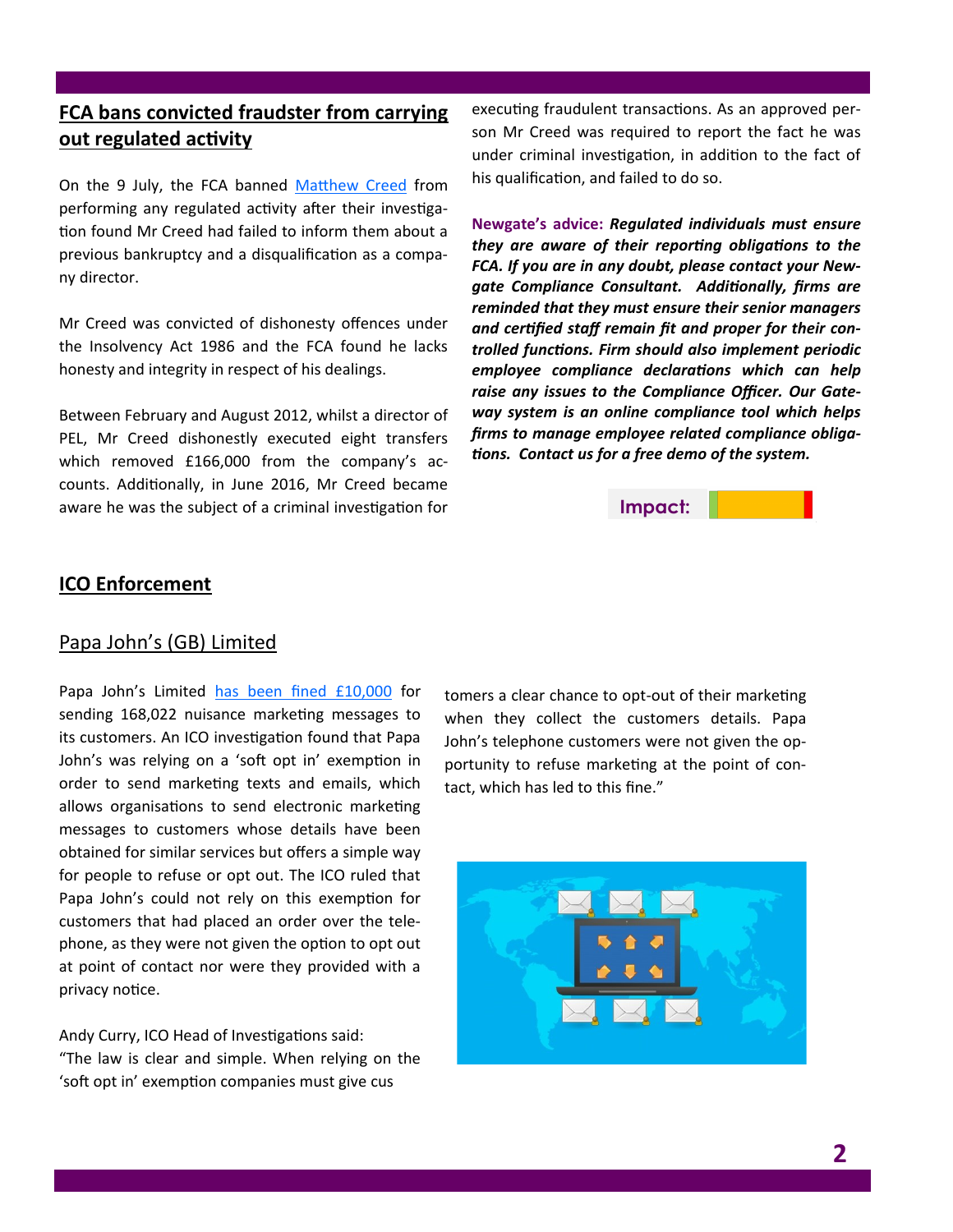## FCA bans convicted fraudster from carrying out regulated activity

On the 9 July, the FCA banned Matthew Creed from performing any regulated activity after their investigation found Mr Creed had failed to inform them about a previous bankruptcy and a disqualification as a company director.

Mr Creed was convicted of dishonesty offences under the Insolvency Act 1986 and the FCA found he lacks honesty and integrity in respect of his dealings.

Between February and August 2012, whilst a director of PEL, Mr Creed dishonestly executed eight transfers which removed £166,000 from the company's accounts. Additionally, in June 2016, Mr Creed became aware he was the subject of a criminal investigation for executing fraudulent transactions. As an approved person Mr Creed was required to report the fact he was under criminal investigation, in addition to the fact of his qualification, and failed to do so.

**Newgate's advice:** ***Regulated individuals must ensure they are aware of their reporting obligations to the FCA. If you are in any doubt, please contact your Newgate Compliance Consultant. Additionally, firms are reminded that they must ensure their senior managers and certified staff remain fit and proper for their controlled functions. Firm should also implement periodic employee compliance declarations which can help raise any issues to the Compliance Officer. Our Gateway system is an online compliance tool which helps firms to manage employee related compliance obligations. Contact us for a free demo of the system.***

**Impact:**

## ICO Enforcement

### Papa John's (GB) Limited

Papa John's Limited has been fined £10,000 for sending 168,022 nuisance marketing messages to its customers. An ICO investigation found that Papa John's was relying on a 'soft opt in' exemption in order to send marketing texts and emails, which allows organisations to send electronic marketing messages to customers whose details have been obtained for similar services but offers a simple way for people to refuse or opt out. The ICO ruled that Papa John's could not rely on this exemption for customers that had placed an order over the telephone, as they were not given the option to opt out at point of contact nor were they provided with a privacy notice.

Andy Curry, ICO Head of Investigations said:
"The law is clear and simple. When relying on the 'soft opt in' exemption companies must give customers a clear chance to opt-out of their marketing when they collect the customers details. Papa John's telephone customers were not given the opportunity to refuse marketing at the point of contact, which has led to this fine."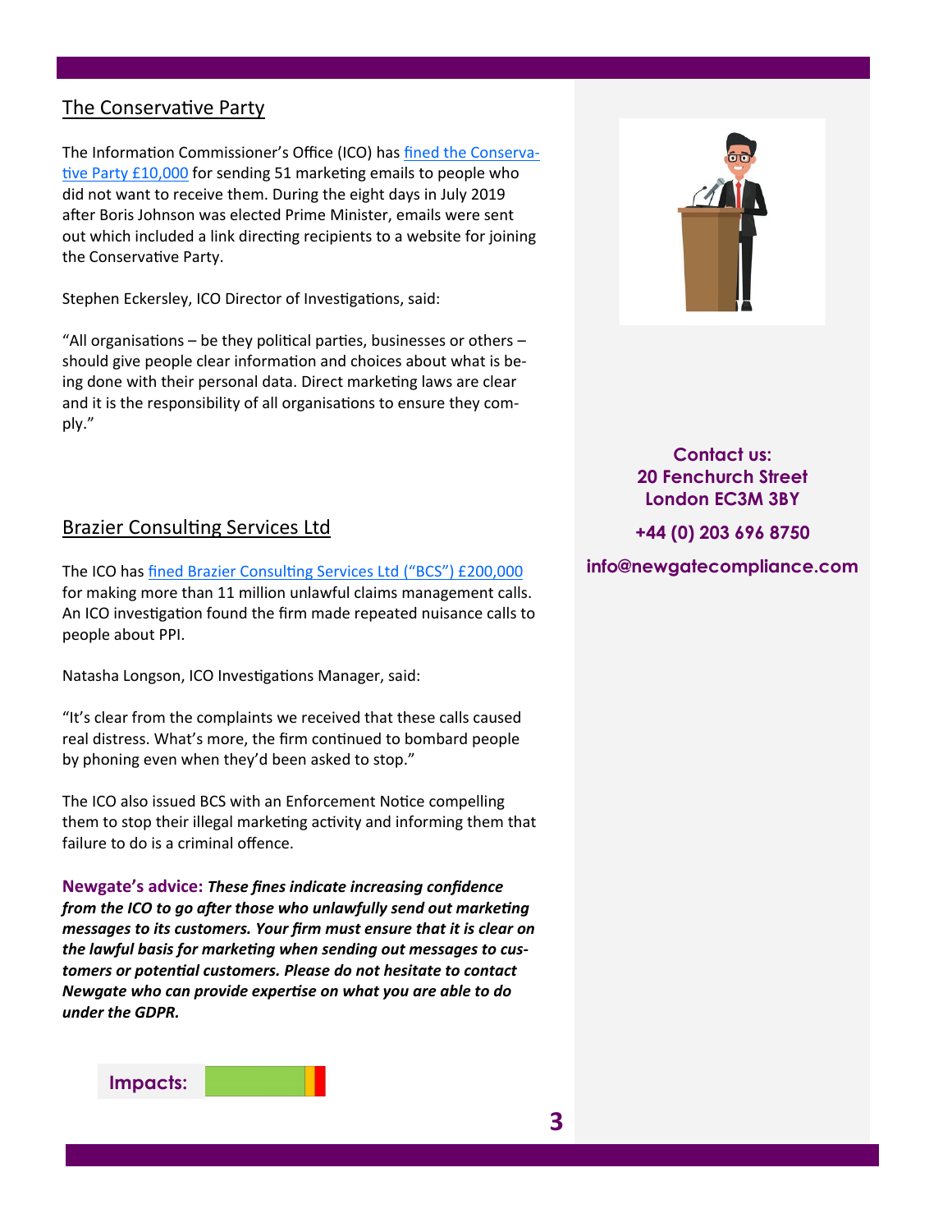## The Conservative Party

The Information Commissioner's Office (ICO) has [fined the Conservative Party £10,000](#) for sending 51 marketing emails to people who did not want to receive them. During the eight days in July 2019 after Boris Johnson was elected Prime Minister, emails were sent out which included a link directing recipients to a website for joining the Conservative Party.

Stephen Eckersley, ICO Director of Investigations, said:

"All organisations – be they political parties, businesses or others – should give people clear information and choices about what is being done with their personal data. Direct marketing laws are clear and it is the responsibility of all organisations to ensure they comply."

## Brazier Consulting Services Ltd

The ICO has [fined Brazier Consulting Services Ltd ("BCS") £200,000](#) for making more than 11 million unlawful claims management calls. An ICO investigation found the firm made repeated nuisance calls to people about PPI.

Natasha Longson, ICO Investigations Manager, said:

"It's clear from the complaints we received that these calls caused real distress. What's more, the firm continued to bombard people by phoning even when they'd been asked to stop."

The ICO also issued BCS with an Enforcement Notice compelling them to stop their illegal marketing activity and informing them that failure to do is a criminal offence.

**Newgate's advice:** ***These fines indicate increasing confidence from the ICO to go after those who unlawfully send out marketing messages to its customers. Your firm must ensure that it is clear on the lawful basis for marketing when sending out messages to customers or potential customers. Please do not hesitate to contact Newgate who can provide expertise on what you are able to do under the GDPR.***

**Impacts:**

**Contact us:**
**20 Fenchurch Street**
**London EC3M 3BY**

**+44 (0) 203 696 8750**

**info@newgatecompliance.com**